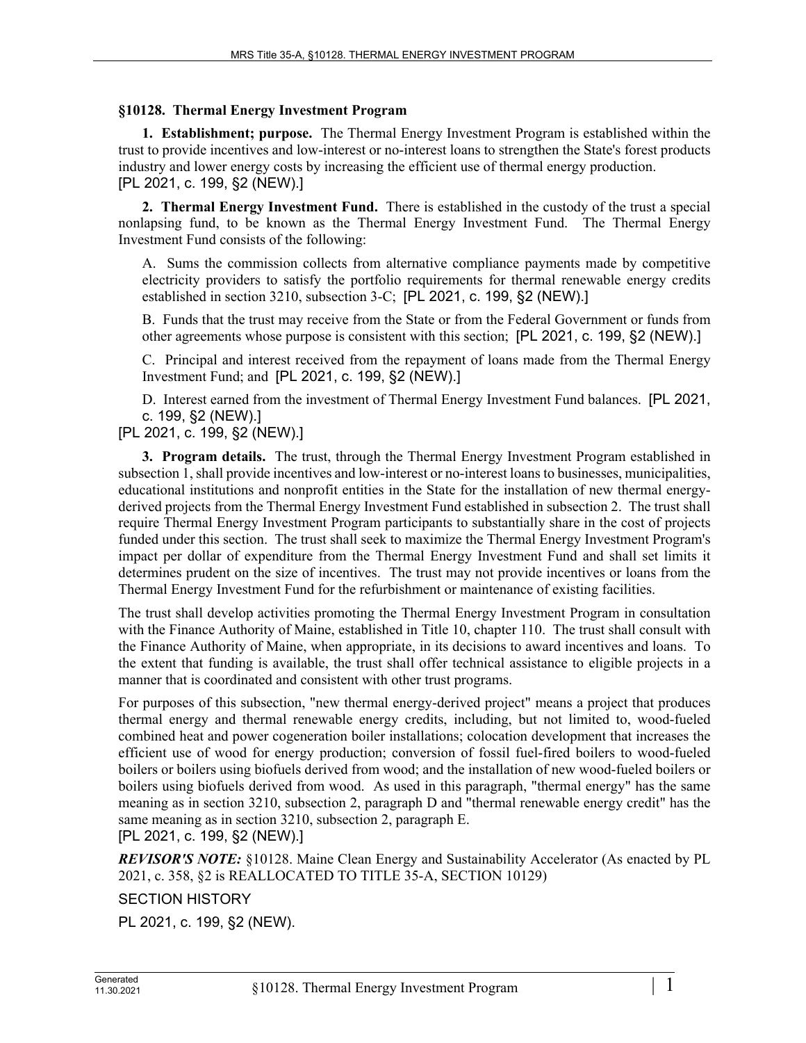## §10128. Thermal Energy Investment Program

**1. Establishment; purpose.** The Thermal Energy Investment Program is established within the trust to provide incentives and low-interest or no-interest loans to strengthen the State's forest products industry and lower energy costs by increasing the efficient use of thermal energy production.
[PL 2021, c. 199, §2 (NEW).]

**2. Thermal Energy Investment Fund.** There is established in the custody of the trust a special nonlapsing fund, to be known as the Thermal Energy Investment Fund. The Thermal Energy Investment Fund consists of the following:

A. Sums the commission collects from alternative compliance payments made by competitive electricity providers to satisfy the portfolio requirements for thermal renewable energy credits established in section 3210, subsection 3-C; [PL 2021, c. 199, §2 (NEW).]

B. Funds that the trust may receive from the State or from the Federal Government or funds from other agreements whose purpose is consistent with this section; [PL 2021, c. 199, §2 (NEW).]

C. Principal and interest received from the repayment of loans made from the Thermal Energy Investment Fund; and [PL 2021, c. 199, §2 (NEW).]

D. Interest earned from the investment of Thermal Energy Investment Fund balances. [PL 2021, c. 199, §2 (NEW).]

[PL 2021, c. 199, §2 (NEW).]

**3. Program details.** The trust, through the Thermal Energy Investment Program established in subsection 1, shall provide incentives and low-interest or no-interest loans to businesses, municipalities, educational institutions and nonprofit entities in the State for the installation of new thermal energy-derived projects from the Thermal Energy Investment Fund established in subsection 2. The trust shall require Thermal Energy Investment Program participants to substantially share in the cost of projects funded under this section. The trust shall seek to maximize the Thermal Energy Investment Program's impact per dollar of expenditure from the Thermal Energy Investment Fund and shall set limits it determines prudent on the size of incentives. The trust may not provide incentives or loans from the Thermal Energy Investment Fund for the refurbishment or maintenance of existing facilities.

The trust shall develop activities promoting the Thermal Energy Investment Program in consultation with the Finance Authority of Maine, established in Title 10, chapter 110. The trust shall consult with the Finance Authority of Maine, when appropriate, in its decisions to award incentives and loans. To the extent that funding is available, the trust shall offer technical assistance to eligible projects in a manner that is coordinated and consistent with other trust programs.

For purposes of this subsection, "new thermal energy-derived project" means a project that produces thermal energy and thermal renewable energy credits, including, but not limited to, wood-fueled combined heat and power cogeneration boiler installations; colocation development that increases the efficient use of wood for energy production; conversion of fossil fuel-fired boilers to wood-fueled boilers or boilers using biofuels derived from wood; and the installation of new wood-fueled boilers or boilers using biofuels derived from wood. As used in this paragraph, "thermal energy" has the same meaning as in section 3210, subsection 2, paragraph D and "thermal renewable energy credit" has the same meaning as in section 3210, subsection 2, paragraph E.
[PL 2021, c. 199, §2 (NEW).]

***REVISOR'S NOTE:*** §10128. Maine Clean Energy and Sustainability Accelerator (As enacted by PL 2021, c. 358, §2 is REALLOCATED TO TITLE 35-A, SECTION 10129)

SECTION HISTORY

PL 2021, c. 199, §2 (NEW).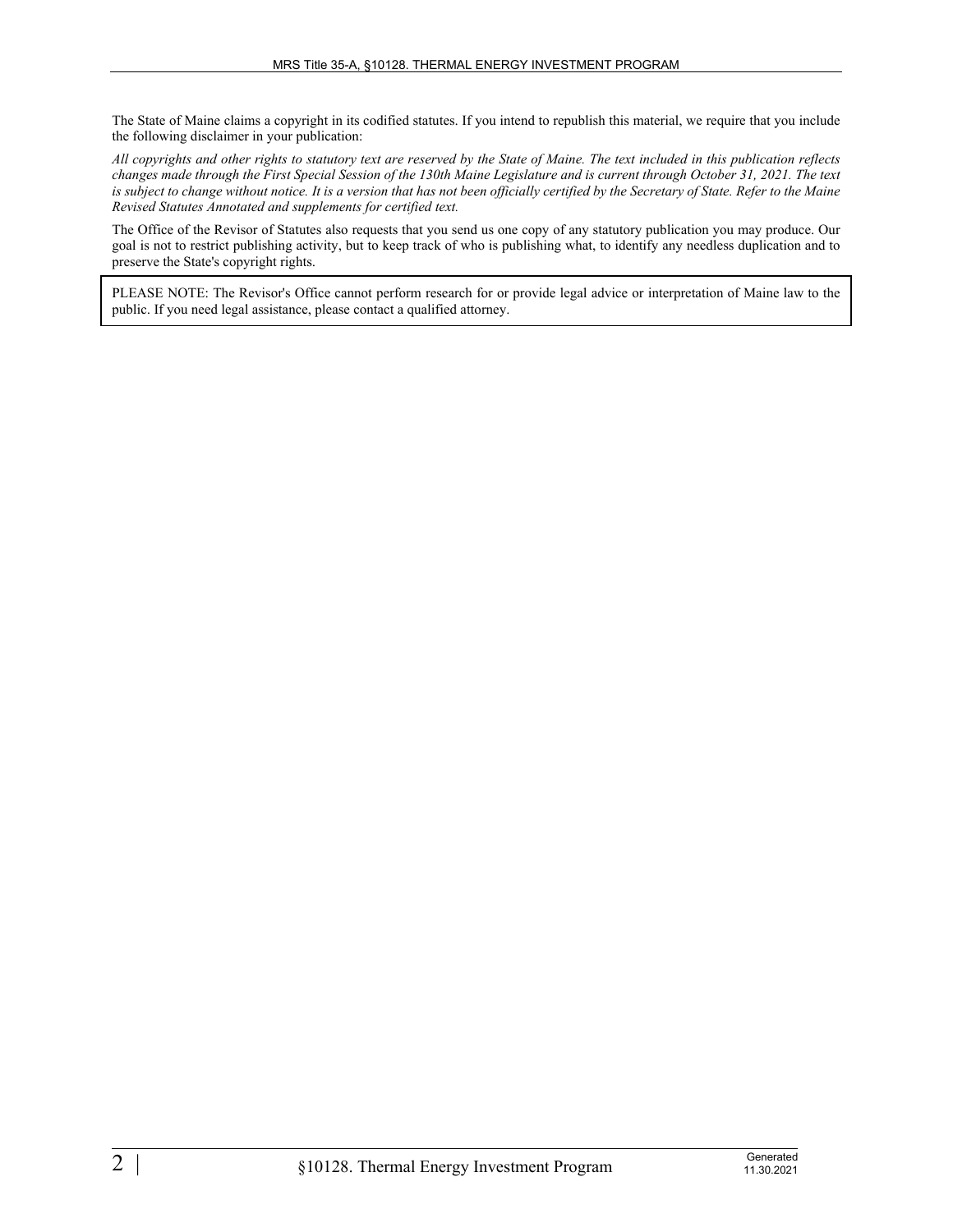The State of Maine claims a copyright in its codified statutes. If you intend to republish this material, we require that you include the following disclaimer in your publication:

*All copyrights and other rights to statutory text are reserved by the State of Maine. The text included in this publication reflects changes made through the First Special Session of the 130th Maine Legislature and is current through October 31, 2021. The text is subject to change without notice. It is a version that has not been officially certified by the Secretary of State. Refer to the Maine Revised Statutes Annotated and supplements for certified text.*

The Office of the Revisor of Statutes also requests that you send us one copy of any statutory publication you may produce. Our goal is not to restrict publishing activity, but to keep track of who is publishing what, to identify any needless duplication and to preserve the State's copyright rights.

PLEASE NOTE: The Revisor's Office cannot perform research for or provide legal advice or interpretation of Maine law to the public. If you need legal assistance, please contact a qualified attorney.